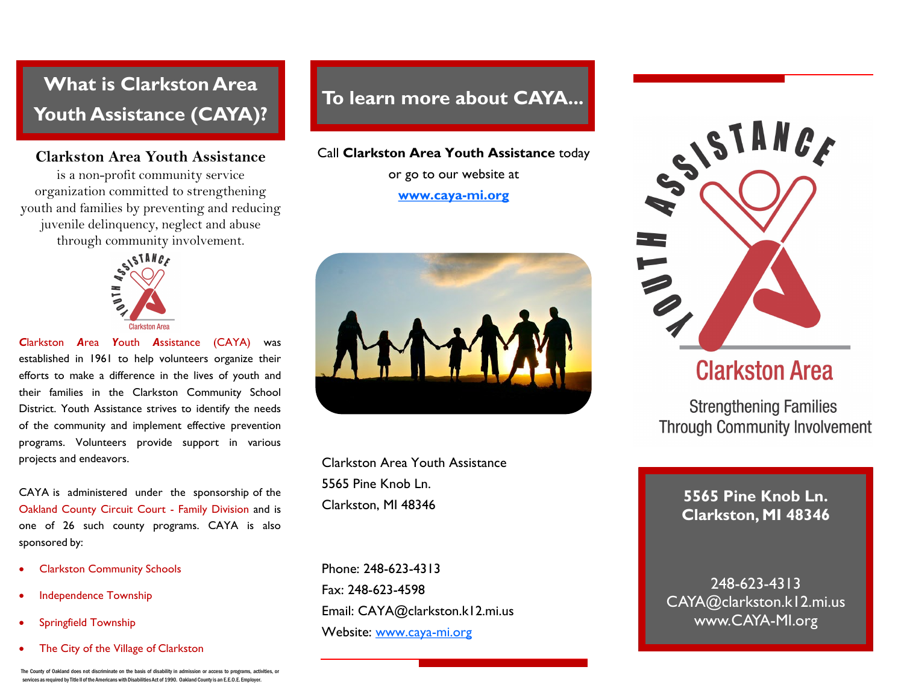# What is Clarkston Area Youth Assistance (CAYA)?

**Clarkston Area Youth Assistance** is a non-profit community service organization committed to strengthening youth and families by preventing and reducing juvenile delinquency, neglect and abuse through community involvement.

Clarkston Area Youth Assistance (CAYA) was established in 1961 to help volunteers organize their efforts to make a difference in the lives of youth and their families in the Clarkston Community School District. Youth Assistance strives to identify the needs of the community and implement effective prevention programs. Volunteers provide support in various projects and endeavors.

CAYA is administered under the sponsorship of the Oakland County Circuit Court - Family Division and is one of 26 such county programs. CAYA is also sponsored by:

- Clarkston Community Schools
- Independence Township
- Springfield Township
- The City of the Village of Clarkston

The County of Oakland does not discriminate on the basis of disability in admission or access to programs, activities, or services as required by Title II of the Americans with Disabilities Act of 1990. Oakland County is an E.E.O.E. Employer.

# To learn more about CAYA...

Call **Clarkston Area Youth Assistance** today or go to our website at

**www.caya-mi.org**

Clarkston Area Youth Assistance
5565 Pine Knob Ln.
Clarkston, MI 48346

Phone: 248-623-4313
Fax: 248-623-4598
Email: CAYA@clarkston.k12.mi.us
Website: www.caya-mi.org

YOUTH ASSISTANCE

Clarkston Area

Strengthening Families
Through Community Involvement

**5565 Pine Knob Ln.**
**Clarkston, MI 48346**

248-623-4313
CAYA@clarkston.k12.mi.us
www.CAYA-MI.org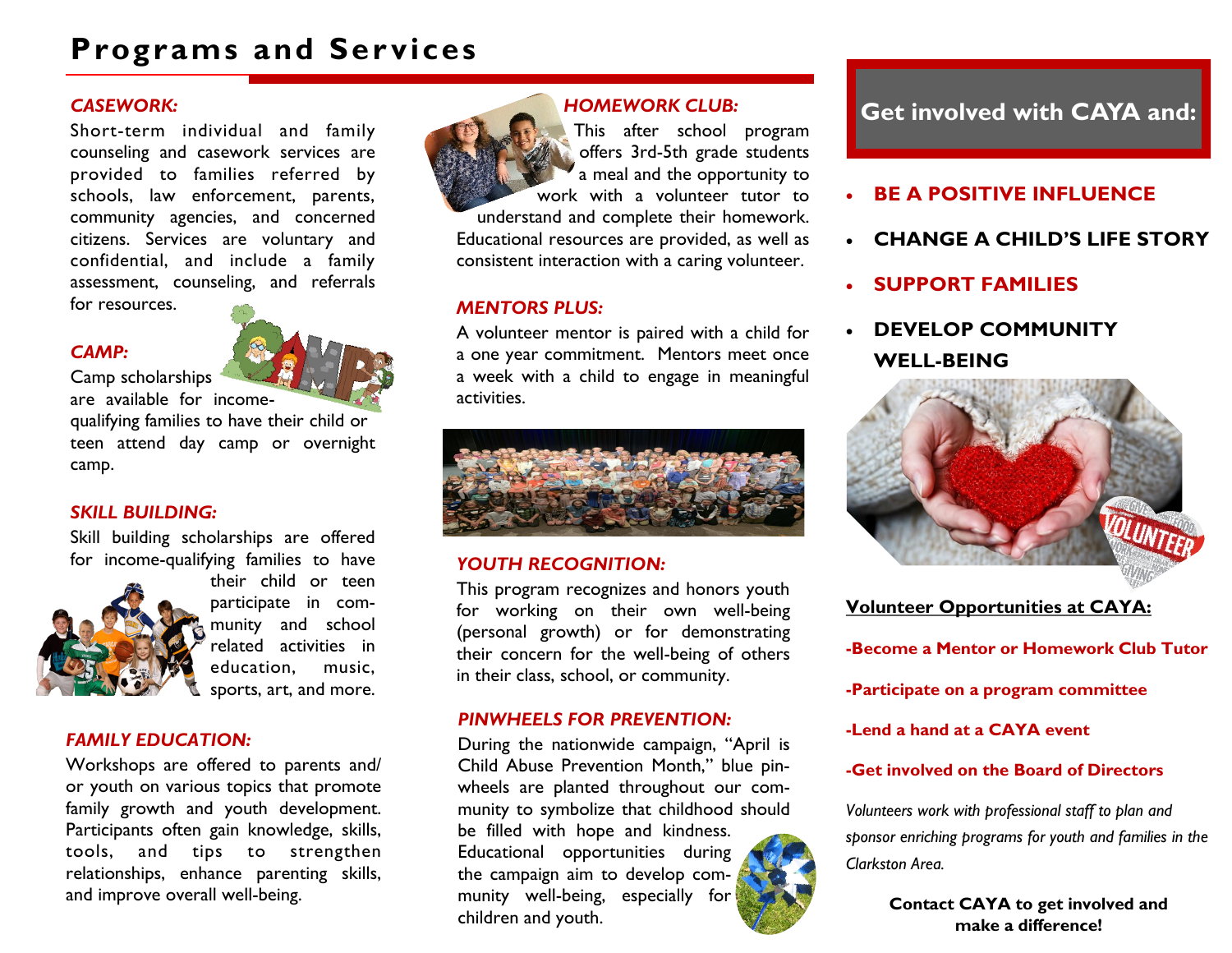# Programs and Services

### *CASEWORK:*

Short-term individual and family counseling and casework services are provided to families referred by schools, law enforcement, parents, community agencies, and concerned citizens. Services are voluntary and confidential, and include a family assessment, counseling, and referrals for resources.

### *CAMP:*

Camp scholarships are available for income-qualifying families to have their child or teen attend day camp or overnight camp.

### *SKILL BUILDING:*

Skill building scholarships are offered for income-qualifying families to have their child or teen participate in community and school related activities in education, music, sports, art, and more.

### *FAMILY EDUCATION:*

Workshops are offered to parents and/or youth on various topics that promote family growth and youth development. Participants often gain knowledge, skills, tools, and tips to strengthen relationships, enhance parenting skills, and improve overall well-being.

### *HOMEWORK CLUB:*

This after school program offers 3rd-5th grade students a meal and the opportunity to work with a volunteer tutor to understand and complete their homework. Educational resources are provided, as well as consistent interaction with a caring volunteer.

### *MENTORS PLUS:*

A volunteer mentor is paired with a child for a one year commitment. Mentors meet once a week with a child to engage in meaningful activities.

### *YOUTH RECOGNITION:*

This program recognizes and honors youth for working on their own well-being (personal growth) or for demonstrating their concern for the well-being of others in their class, school, or community.

### *PINWHEELS FOR PREVENTION:*

During the nationwide campaign, "April is Child Abuse Prevention Month," blue pinwheels are planted throughout our community to symbolize that childhood should be filled with hope and kindness. Educational opportunities during the campaign aim to develop community well-being, especially for children and youth.

## Get involved with CAYA and:

- **BE A POSITIVE INFLUENCE**
- **CHANGE A CHILD'S LIFE STORY**
- **SUPPORT FAMILIES**
- **DEVELOP COMMUNITY WELL-BEING**

**Volunteer Opportunities at CAYA:**

**-Become a Mentor or Homework Club Tutor**

**-Participate on a program committee**

**-Lend a hand at a CAYA event**

**-Get involved on the Board of Directors**

*Volunteers work with professional staff to plan and sponsor enriching programs for youth and families in the Clarkston Area.*

**Contact CAYA to get involved and make a difference!**